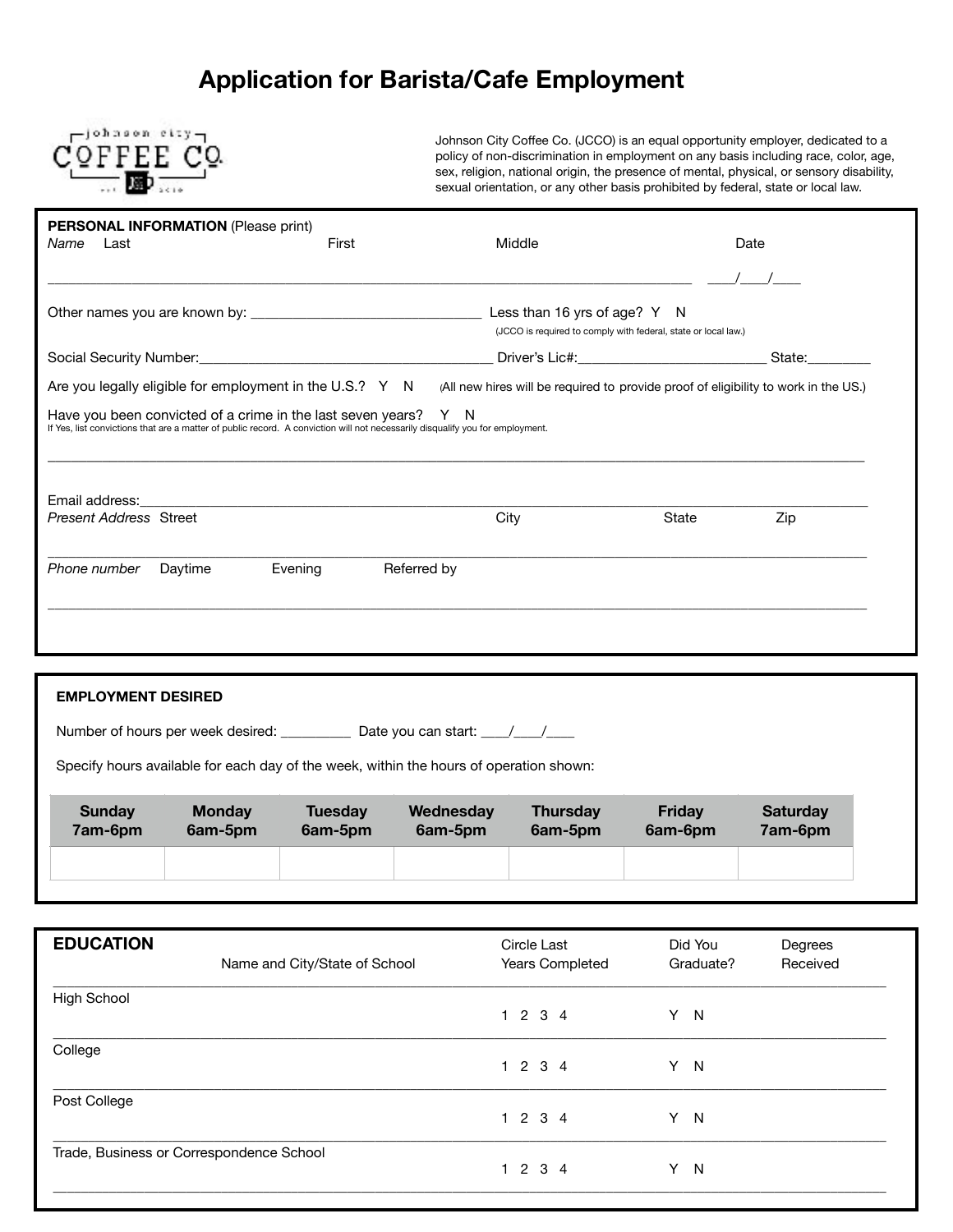# Application for Barista/Cafe Employment

Johnson City Coffee Co. (JCCO) is an equal opportunity employer, dedicated to a policy of non-discrimination in employment on any basis including race, color, age, sex, religion, national origin, the presence of mental, physical, or sensory disability, sexual orientation, or any other basis prohibited by federal, state or local law.

**PERSONAL INFORMATION** (Please print)

*Name* Last First Middle Date

\_\_\_\_\_\_\_\_\_\_\_\_\_\_\_\_\_\_\_\_\_\_\_\_\_\_\_\_\_\_\_\_\_\_\_\_\_\_\_\_\_\_\_\_\_\_\_\_\_\_\_\_\_\_\_\_\_\_\_\_\_\_\_\_\_\_\_\_\_\_\_\_\_\_\_\_ \_\_\_\_/\_\_\_\_/\_\_\_\_

Other names you are known by: \_\_\_\_\_\_\_\_\_\_\_\_\_\_\_\_\_\_\_\_\_\_\_\_\_\_\_\_\_\_\_ Less than 16 yrs of age? Y N
(JCCO is required to comply with federal, state or local law.)

Social Security Number:\_\_\_\_\_\_\_\_\_\_\_\_\_\_\_\_\_\_\_\_\_\_\_\_\_\_\_\_\_\_\_\_\_\_\_\_\_\_\_ Driver's Lic#:\_\_\_\_\_\_\_\_\_\_\_\_\_\_\_\_\_\_\_\_\_\_\_\_\_ State:\_\_\_\_\_\_\_\_

Are you legally eligible for employment in the U.S.? Y N (All new hires will be required to provide proof of eligibility to work in the US.)

Have you been convicted of a crime in the last seven years? Y N
If Yes, list convictions that are a matter of public record. A conviction will not necessarily disqualify you for employment.

\_\_\_\_\_\_\_\_\_\_\_\_\_\_\_\_\_\_\_\_\_\_\_\_\_\_\_\_\_\_\_\_\_\_\_\_\_\_\_\_\_\_\_\_\_\_\_\_\_\_\_\_\_\_\_\_\_\_\_\_\_\_\_\_\_\_\_\_\_\_\_\_\_\_\_\_\_\_\_\_\_\_\_\_\_\_\_\_\_\_\_\_\_\_\_\_\_\_

Email address:\_\_\_\_\_\_\_\_\_\_\_\_\_\_\_\_\_\_\_\_\_\_\_\_\_\_\_\_\_\_\_\_\_\_\_\_\_\_\_\_\_\_\_\_\_\_\_\_\_\_\_\_\_\_\_\_\_\_\_\_\_\_\_\_\_\_\_\_\_\_\_\_\_\_\_\_\_\_\_\_\_\_\_\_\_\_\_\_

*Present Address* Street City State Zip

\_\_\_\_\_\_\_\_\_\_\_\_\_\_\_\_\_\_\_\_\_\_\_\_\_\_\_\_\_\_\_\_\_\_\_\_\_\_\_\_\_\_\_\_\_\_\_\_\_\_\_\_\_\_\_\_\_\_\_\_\_\_\_\_\_\_\_\_\_\_\_\_\_\_\_\_\_\_\_\_\_\_\_\_\_\_\_\_\_\_\_\_\_\_\_\_\_\_

*Phone number* Daytime Evening Referred by

\_\_\_\_\_\_\_\_\_\_\_\_\_\_\_\_\_\_\_\_\_\_\_\_\_\_\_\_\_\_\_\_\_\_\_\_\_\_\_\_\_\_\_\_\_\_\_\_\_\_\_\_\_\_\_\_\_\_\_\_\_\_\_\_\_\_\_\_\_\_\_\_\_\_\_\_\_\_\_\_\_\_\_\_\_\_\_\_\_\_\_\_\_\_\_\_\_\_

**EMPLOYMENT DESIRED**

Number of hours per week desired: \_\_\_\_\_\_\_\_\_ Date you can start: \_\_\_\_/\_\_\_\_/\_\_\_\_

Specify hours available for each day of the week, within the hours of operation shown:

| Sunday 7am-6pm | Monday 6am-5pm | Tuesday 6am-5pm | Wednesday 6am-5pm | Thursday 6am-5pm | Friday 6am-6pm | Saturday 7am-6pm |
|---|---|---|---|---|---|---|
| | | | | | | |

## EDUCATION

| | Name and City/State of School | Circle Last Years Completed | Did You Graduate? | Degrees Received |
|---|---|---|---|---|
| High School | | 1 2 3 4 | Y N | |
| College | | 1 2 3 4 | Y N | |
| Post College | | 1 2 3 4 | Y N | |
| Trade, Business or Correspondence School | | 1 2 3 4 | Y N | |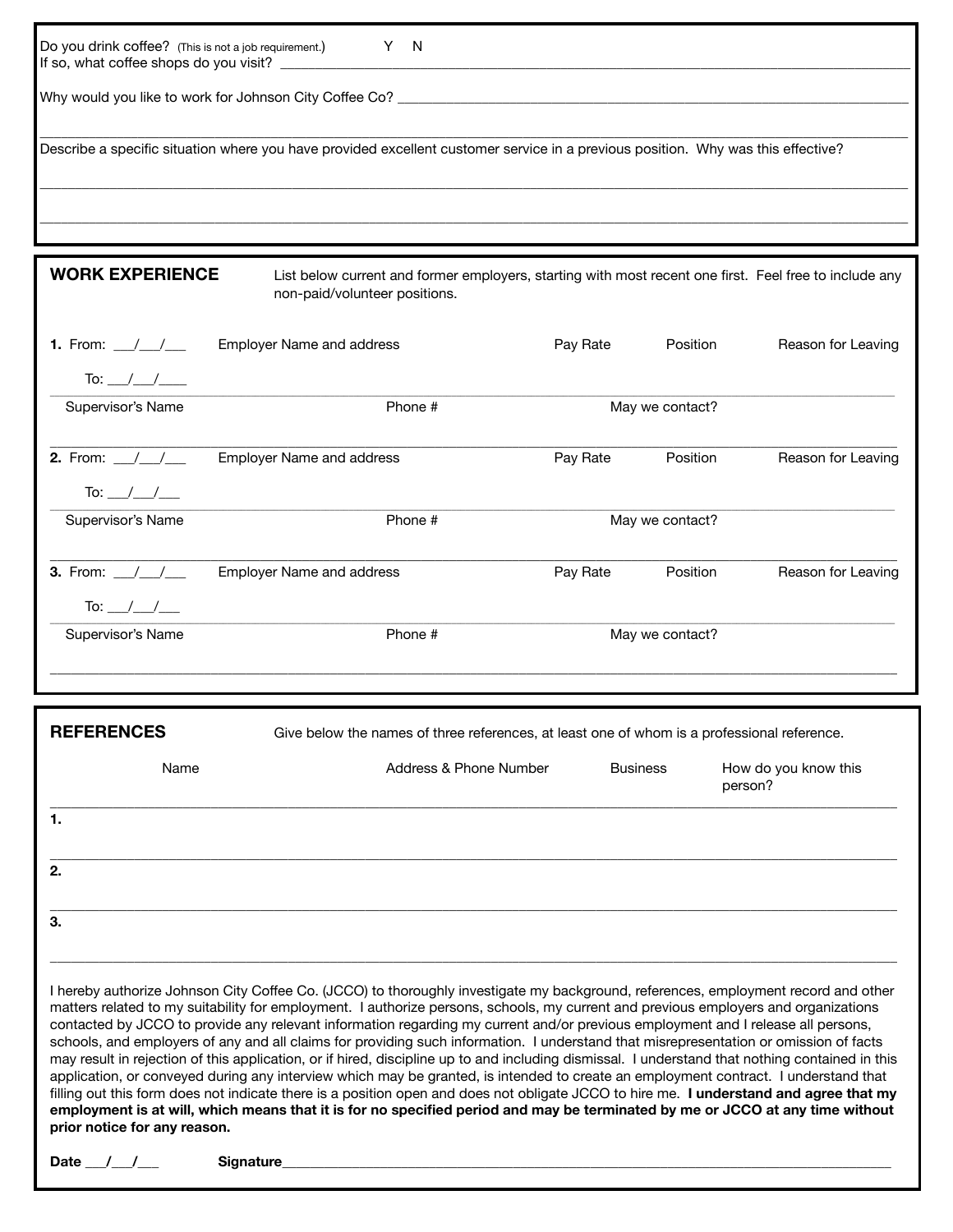Do you drink coffee? (This is not a job requirement.) Y N

If so, what coffee shops do you visit? ______________________________

Why would you like to work for Johnson City Coffee Co? ______________________________

______________________________

Describe a specific situation where you have provided excellent customer service in a previous position. Why was this effective?

______________________________

______________________________

## WORK EXPERIENCE

List below current and former employers, starting with most recent one first. Feel free to include any non-paid/volunteer positions.

**1.** From: ___/___/___ Employer Name and address Pay Rate Position Reason for Leaving

To: ___/___/___

Supervisor's Name Phone # May we contact?

**2.** From: ___/___/___ Employer Name and address Pay Rate Position Reason for Leaving

To: ___/___/___

Supervisor's Name Phone # May we contact?

**3.** From: ___/___/___ Employer Name and address Pay Rate Position Reason for Leaving

To: ___/___/___

Supervisor's Name Phone # May we contact?

## REFERENCES

Give below the names of three references, at least one of whom is a professional reference.

| | Name | Address & Phone Number | Business | How do you know this person? |
|---|---|---|---|---|
| 1. | | | | |
| 2. | | | | |
| 3. | | | | |

I hereby authorize Johnson City Coffee Co. (JCCO) to thoroughly investigate my background, references, employment record and other matters related to my suitability for employment. I authorize persons, schools, my current and previous employers and organizations contacted by JCCO to provide any relevant information regarding my current and/or previous employment and I release all persons, schools, and employers of any and all claims for providing such information. I understand that misrepresentation or omission of facts may result in rejection of this application, or if hired, discipline up to and including dismissal. I understand that nothing contained in this application, or conveyed during any interview which may be granted, is intended to create an employment contract. I understand that filling out this form does not indicate there is a position open and does not obligate JCCO to hire me. **I understand and agree that my employment is at will, which means that it is for no specified period and may be terminated by me or JCCO at any time without prior notice for any reason.**

**Date** ___/___/___ **Signature**______________________________